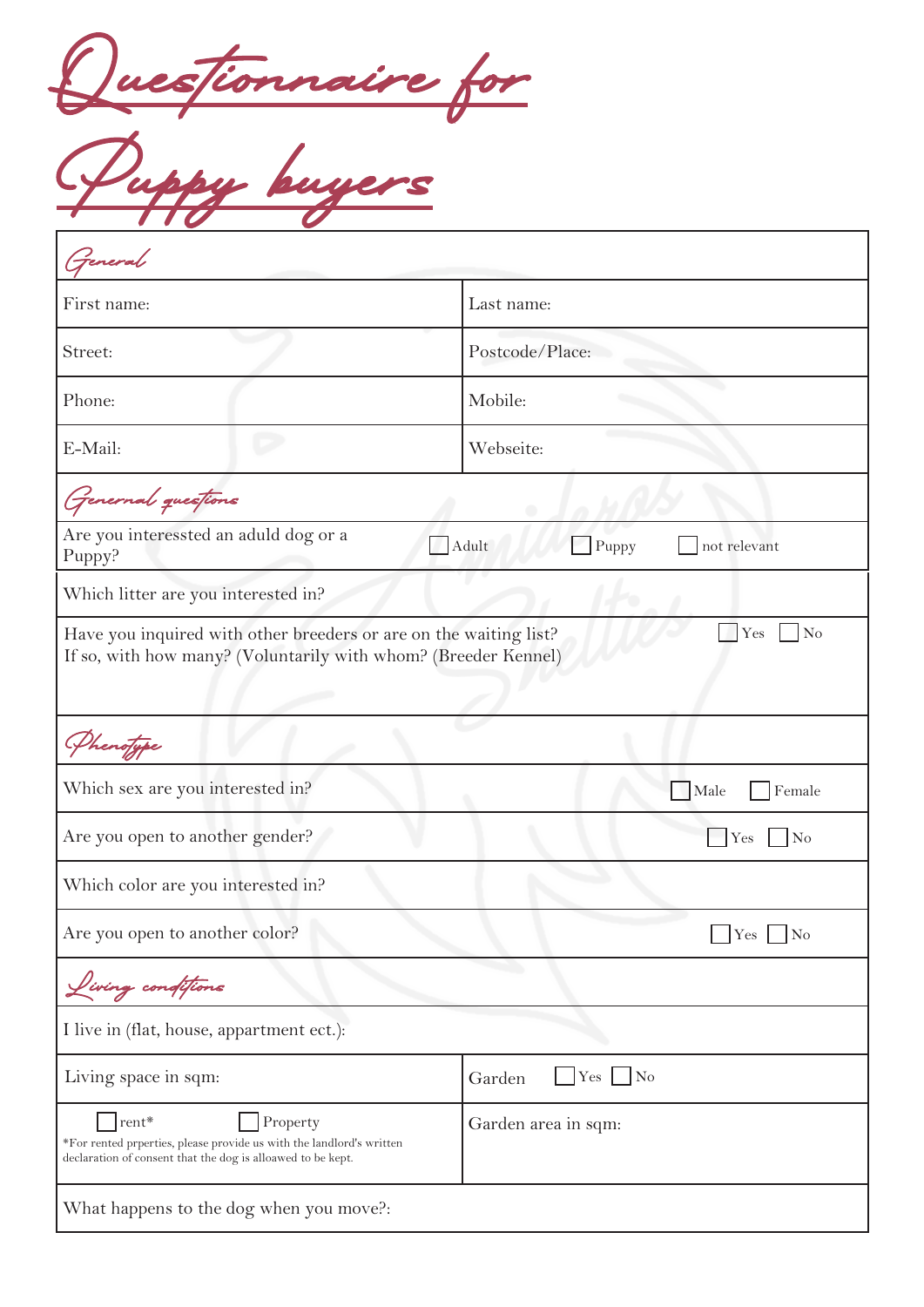# Questionnaire for Puppy buyers

| General | |
|---|---|
| First name: | Last name: |
| Street: | Postcode/Place: |
| Phone: | Mobile: |
| E-Mail: | Webseite: |

| Genernal questions | |
|---|---|
| Are you interessted an aduld dog or a Puppy? | ☐ Adult ☐ Puppy ☐ not relevant |
| Which litter are you interested in? | |
| Have you inquired with other breeders or are on the waiting list?<br>If so, with how many? (Voluntarily with whom? (Breeder Kennel) | ☐ Yes ☐ No |

| Phenotype | |
|---|---|
| Which sex are you interested in? | ☐ Male ☐ Female |
| Are you open to another gender? | ☐ Yes ☐ No |
| Which color are you interested in? | |
| Are you open to another color? | ☐ Yes ☐ No |

| Living conditions | |
|---|---|
| I live in (flat, house, appartment ect.): | |
| Living space in sqm: | Garden ☐ Yes ☐ No |
| ☐ rent* ☐ Property<br>*For rented prperties, please provide us with the landlord's written declaration of consent that the dog is alloawed to be kept. | Garden area in sqm: |
| What happens to the dog when you move?: | |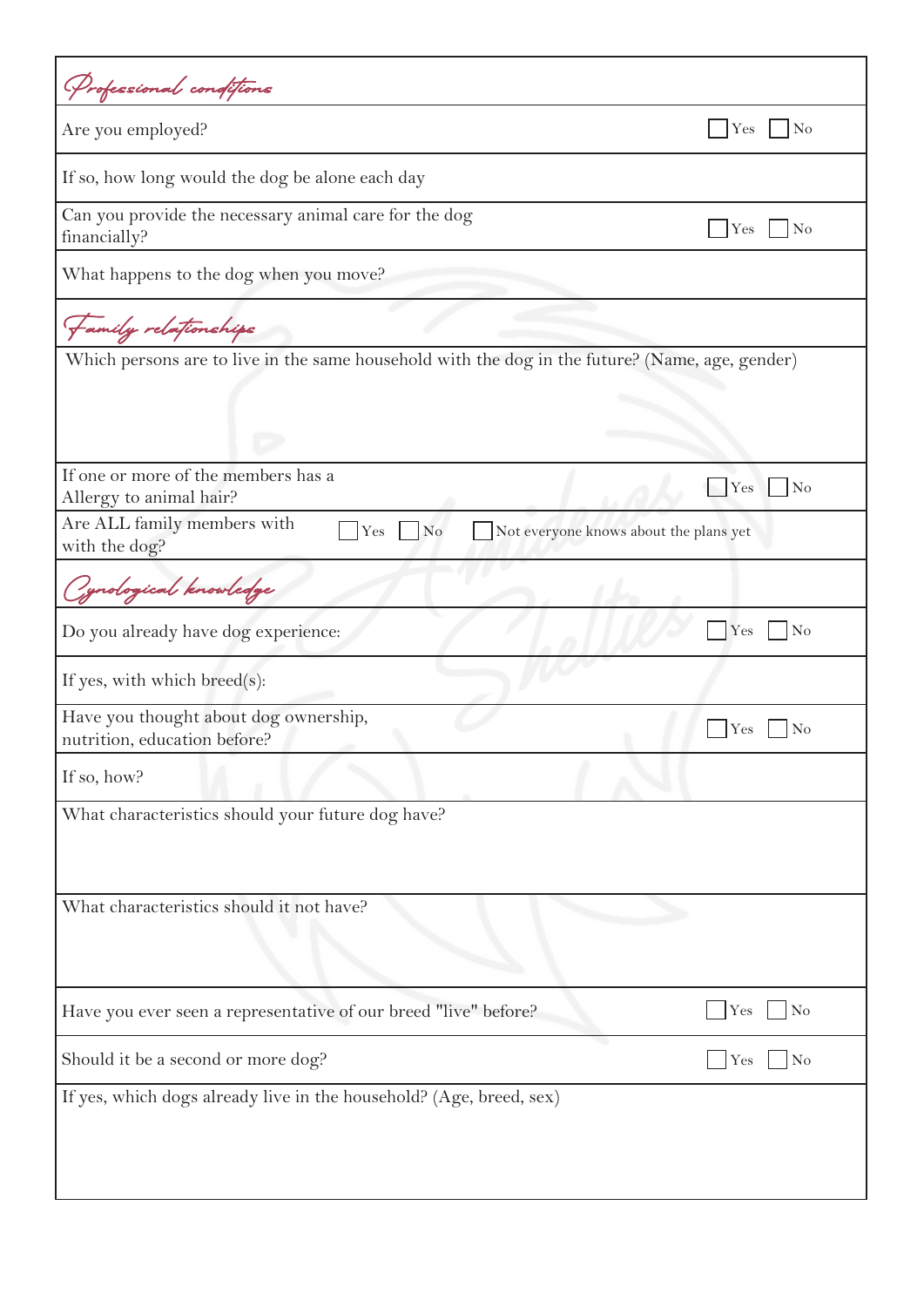## *Professional conditions*

| | |
|---|---|
| Are you employed? | ☐ Yes ☐ No |
| If so, how long would the dog be alone each day | |
| Can you provide the necessary animal care for the dog financially? | ☐ Yes ☐ No |
| What happens to the dog when you move? | |

## *Family relationships*

| | |
|---|---|
| Which persons are to live in the same household with the dog in the future? (Name, age, gender) | |
| If one or more of the members has a Allergy to animal hair? | ☐ Yes ☐ No |
| Are ALL family members with with the dog? | ☐ Yes ☐ No ☐ Not everyone knows about the plans yet |

## *Cynological knowledge*

| | |
|---|---|
| Do you already have dog experience: | ☐ Yes ☐ No |
| If yes, with which breed(s): | |
| Have you thought about dog ownership, nutrition, education before? | ☐ Yes ☐ No |
| If so, how? | |
| What characteristics should your future dog have? | |
| What characteristics should it not have? | |
| Have you ever seen a representative of our breed "live" before? | ☐ Yes ☐ No |
| Should it be a second or more dog? | ☐ Yes ☐ No |
| If yes, which dogs already live in the household? (Age, breed, sex) | |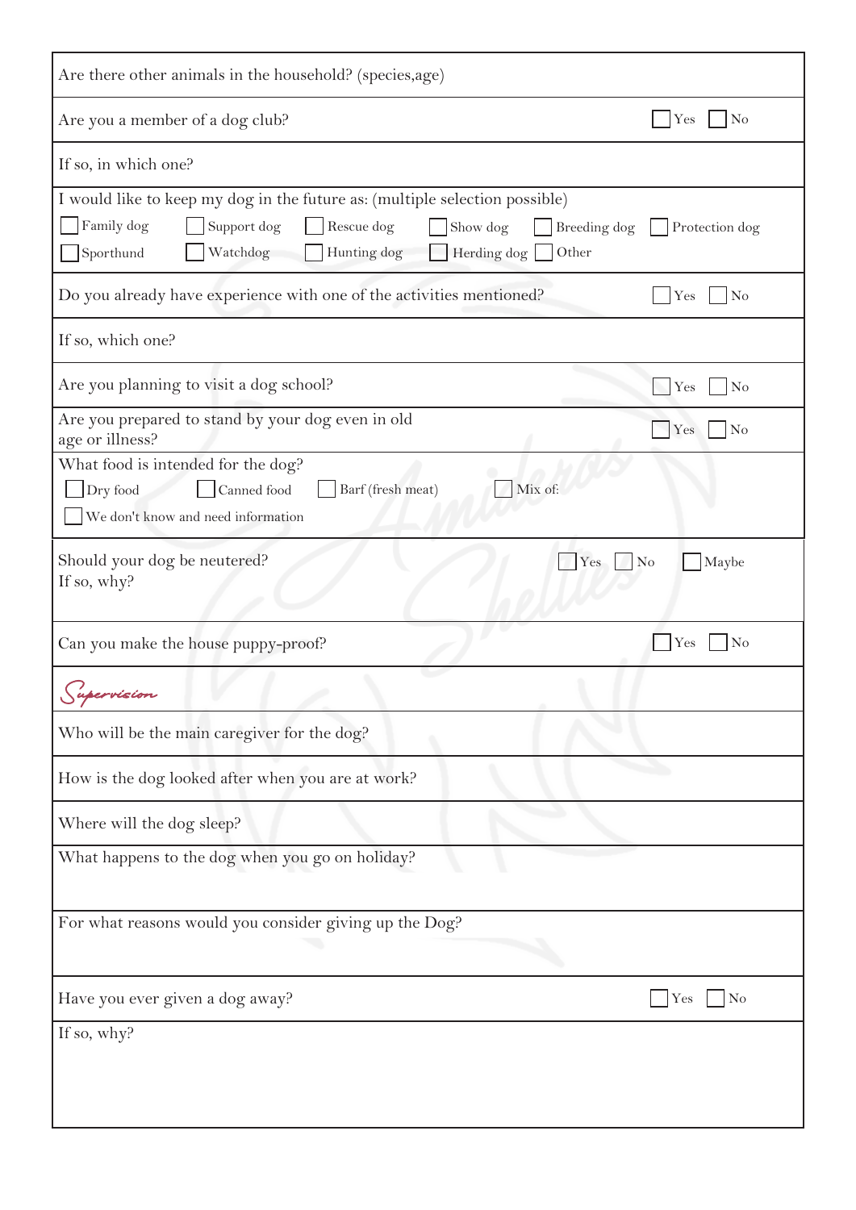Are there other animals in the household? (species,age)

Are you a member of a dog club? ☐ Yes ☐ No

If so, in which one?

I would like to keep my dog in the future as: (multiple selection possible)

☐ Family dog ☐ Support dog ☐ Rescue dog ☐ Show dog ☐ Breeding dog ☐ Protection dog
☐ Sporthund ☐ Watchdog ☐ Hunting dog ☐ Herding dog ☐ Other

Do you already have experience with one of the activities mentioned? ☐ Yes ☐ No

If so, which one?

Are you planning to visit a dog school? ☐ Yes ☐ No

Are you prepared to stand by your dog even in old age or illness? ☐ Yes ☐ No

What food is intended for the dog?

☐ Dry food ☐ Canned food ☐ Barf (fresh meat) ☐ Mix of:
☐ We don't know and need information

Should your dog be neutered? ☐ Yes ☐ No ☐ Maybe
If so, why?

Can you make the house puppy-proof? ☐ Yes ☐ No

## *Supervision*

Who will be the main caregiver for the dog?

How is the dog looked after when you are at work?

Where will the dog sleep?

What happens to the dog when you go on holiday?

For what reasons would you consider giving up the Dog?

Have you ever given a dog away? ☐ Yes ☐ No

If so, why?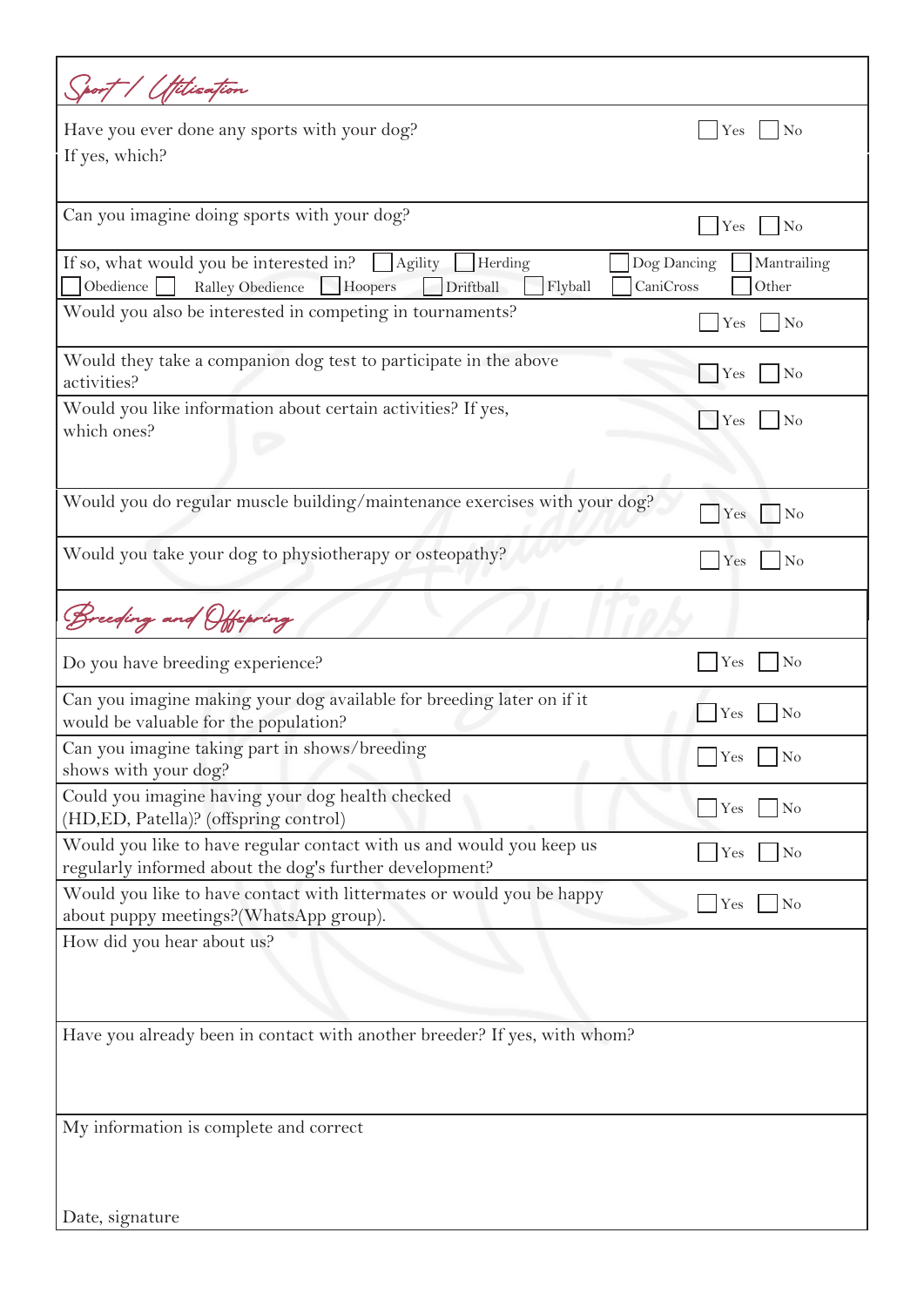## Sport / Utilisation

| | |
|---|---|
| Have you ever done any sports with your dog?<br>If yes, which? | ☐ Yes ☐ No |
| Can you imagine doing sports with your dog? | ☐ Yes ☐ No |
| If so, what would you be interested in? ☐ Agility ☐ Herding ☐ Dog Dancing ☐ Mantrailing ☐ Obedience ☐ Ralley Obedience ☐ Hoopers ☐ Driftball ☐ Flyball ☐ CaniCross ☐ Other | |
| Would you also be interested in competing in tournaments? | ☐ Yes ☐ No |
| Would they take a companion dog test to participate in the above activities? | ☐ Yes ☐ No |
| Would you like information about certain activities? If yes, which ones? | ☐ Yes ☐ No |
| Would you do regular muscle building/maintenance exercises with your dog? | ☐ Yes ☐ No |
| Would you take your dog to physiotherapy or osteopathy? | ☐ Yes ☐ No |

## Breeding and Offspring

| | |
|---|---|
| Do you have breeding experience? | ☐ Yes ☐ No |
| Can you imagine making your dog available for breeding later on if it would be valuable for the population? | ☐ Yes ☐ No |
| Can you imagine taking part in shows/breeding shows with your dog? | ☐ Yes ☐ No |
| Could you imagine having your dog health checked (HD,ED, Patella)? (offspring control) | ☐ Yes ☐ No |
| Would you like to have regular contact with us and would you keep us regularly informed about the dog's further development? | ☐ Yes ☐ No |
| Would you like to have contact with littermates or would you be happy about puppy meetings?(WhatsApp group). | ☐ Yes ☐ No |
| How did you hear about us? | |
| Have you already been in contact with another breeder? If yes, with whom? | |
| My information is complete and correct<br><br>Date, signature | |